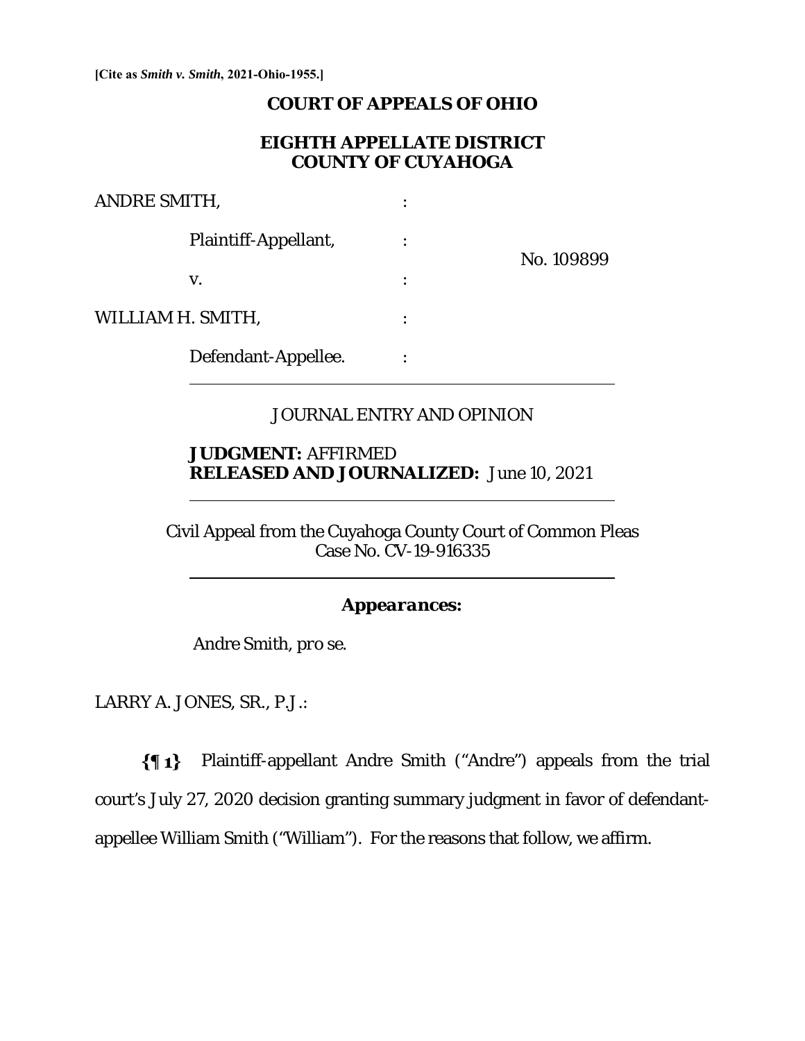[Cite as *Smith v. Smith*, 2021-Ohio-1955.]

# COURT OF APPEALS OF OHIO

## EIGHTH APPELLATE DISTRICT
## COUNTY OF CUYAHOGA

ANDRE SMITH, :

Plaintiff-Appellant, : No. 109899

v. :

WILLIAM H. SMITH, :

Defendant-Appellee. :

---

JOURNAL ENTRY AND OPINION

**JUDGMENT:** AFFIRMED
**RELEASED AND JOURNALIZED:** June 10, 2021

---

Civil Appeal from the Cuyahoga County Court of Common Pleas
Case No. CV-19-916335

---

***Appearances:***

Andre Smith, *pro se*.

LARRY A. JONES, SR., P.J.:

**{¶ 1}** Plaintiff-appellant Andre Smith ("Andre") appeals from the trial court's July 27, 2020 decision granting summary judgment in favor of defendant-appellee William Smith ("William"). For the reasons that follow, we affirm.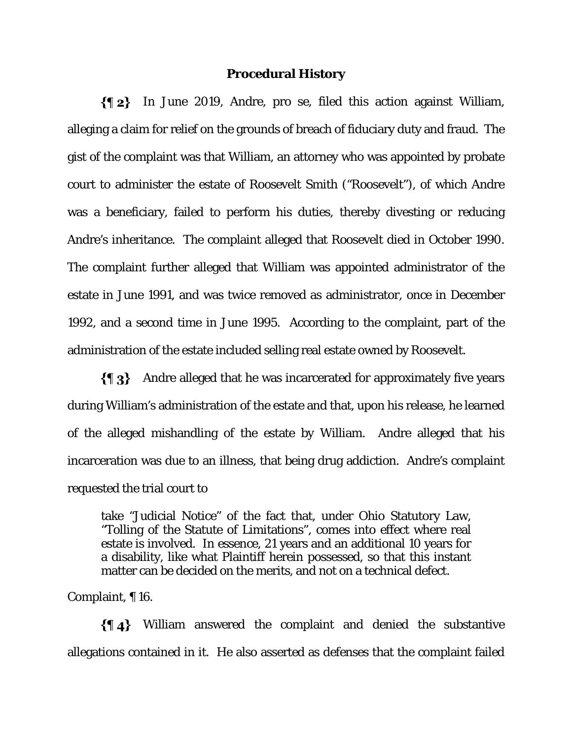## Procedural History

**{¶ 2}** In June 2019, Andre, pro se, filed this action against William, alleging a claim for relief on the grounds of breach of fiduciary duty and fraud. The gist of the complaint was that William, an attorney who was appointed by probate court to administer the estate of Roosevelt Smith ("Roosevelt"), of which Andre was a beneficiary, failed to perform his duties, thereby divesting or reducing Andre's inheritance. The complaint alleged that Roosevelt died in October 1990. The complaint further alleged that William was appointed administrator of the estate in June 1991, and was twice removed as administrator, once in December 1992, and a second time in June 1995. According to the complaint, part of the administration of the estate included selling real estate owned by Roosevelt.

**{¶ 3}** Andre alleged that he was incarcerated for approximately five years during William's administration of the estate and that, upon his release, he learned of the alleged mishandling of the estate by William. Andre alleged that his incarceration was due to an illness, that being drug addiction. Andre's complaint requested the trial court to

> take "Judicial Notice" of the fact that, under Ohio Statutory Law, "Tolling of the Statute of Limitations", comes into effect where real estate is involved. In essence, 21 years and an additional 10 years for a disability, like what Plaintiff herein possessed, so that this instant matter can be decided on the merits, and not on a technical defect.

Complaint, ¶ 16.

**{¶ 4}** William answered the complaint and denied the substantive allegations contained in it. He also asserted as defenses that the complaint failed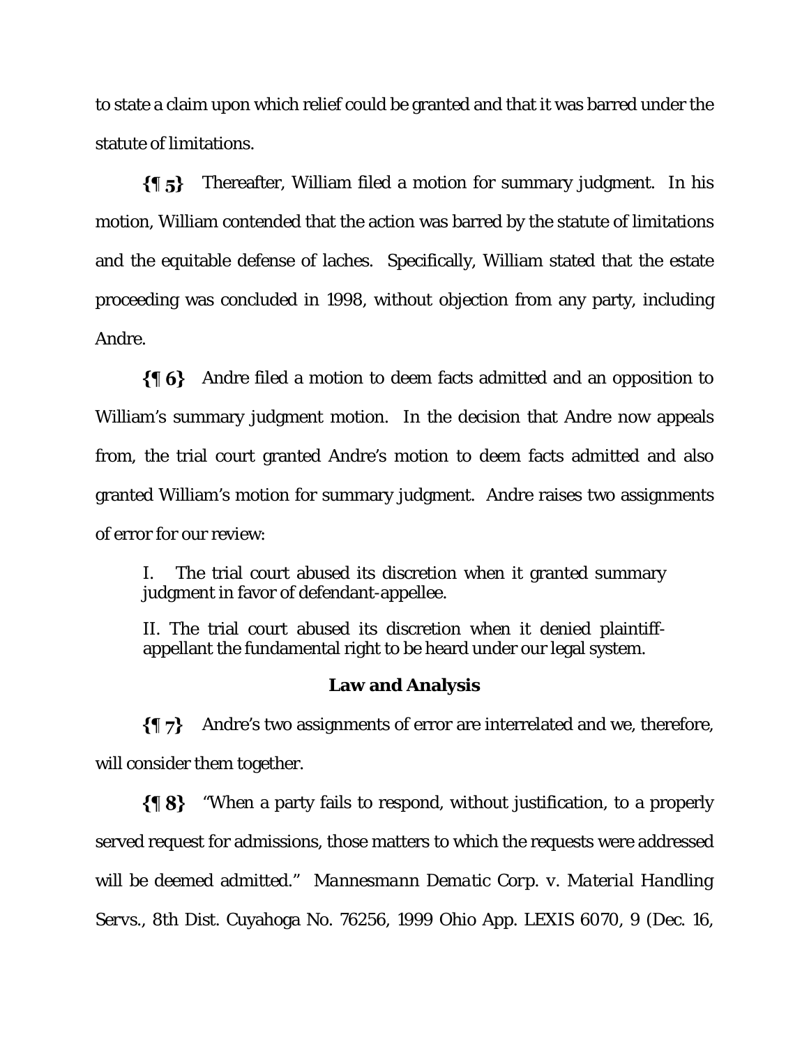to state a claim upon which relief could be granted and that it was barred under the statute of limitations.

**{¶ 5}** Thereafter, William filed a motion for summary judgment. In his motion, William contended that the action was barred by the statute of limitations and the equitable defense of laches. Specifically, William stated that the estate proceeding was concluded in 1998, without objection from any party, including Andre.

**{¶ 6}** Andre filed a motion to deem facts admitted and an opposition to William's summary judgment motion. In the decision that Andre now appeals from, the trial court granted Andre's motion to deem facts admitted and also granted William's motion for summary judgment. Andre raises two assignments of error for our review:

> I. The trial court abused its discretion when it granted summary judgment in favor of defendant-appellee.
>
> II. The trial court abused its discretion when it denied plaintiff-appellant the fundamental right to be heard under our legal system.

## Law and Analysis

**{¶ 7}** Andre's two assignments of error are interrelated and we, therefore, will consider them together.

**{¶ 8}** "When a party fails to respond, without justification, to a properly served request for admissions, those matters to which the requests were addressed will be deemed admitted." *Mannesmann Dematic Corp. v. Material Handling Servs.*, 8th Dist. Cuyahoga No. 76256, 1999 Ohio App. LEXIS 6070, 9 (Dec. 16,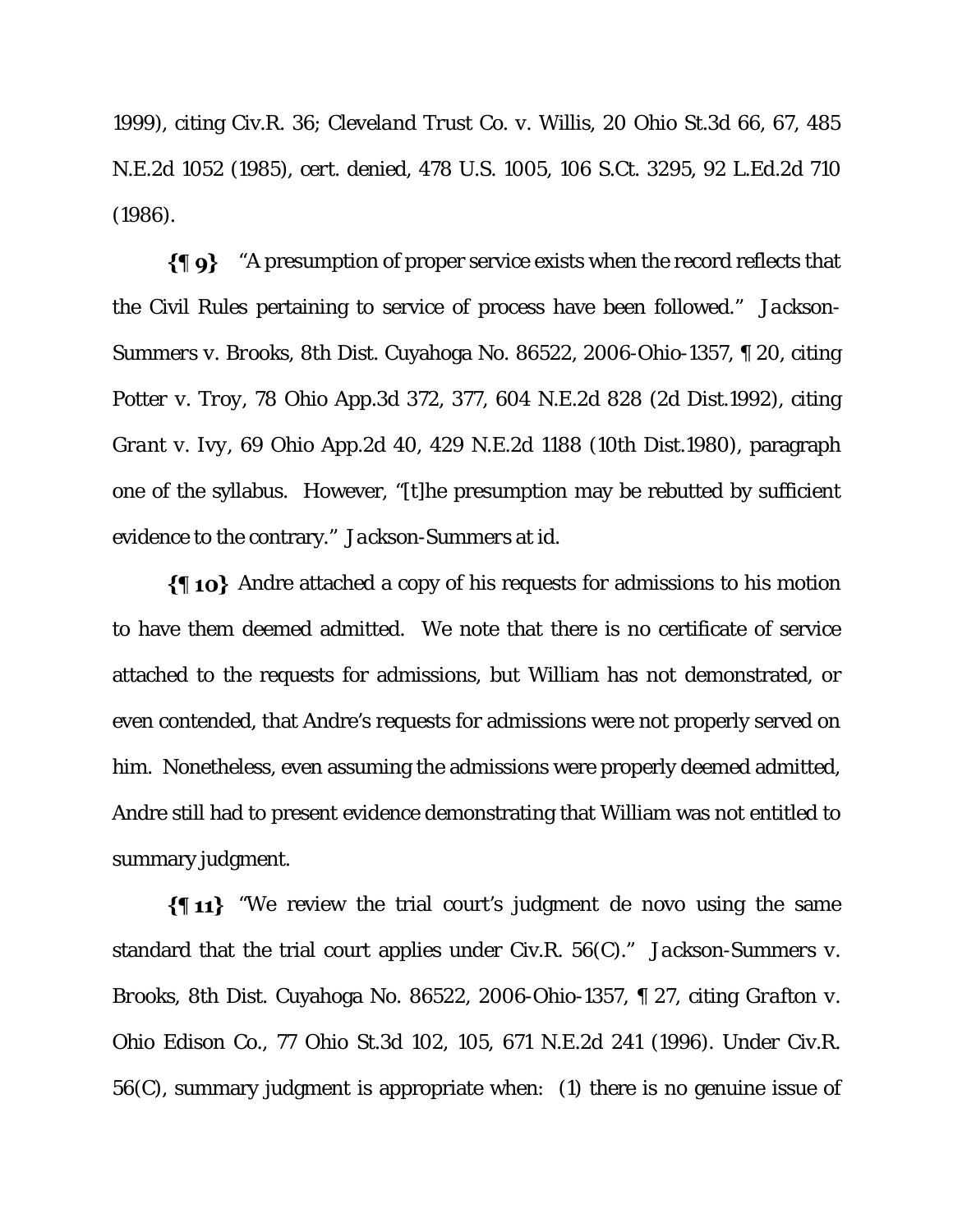1999), citing Civ.R. 36; *Cleveland Trust Co. v. Willis*, 20 Ohio St.3d 66, 67, 485 N.E.2d 1052 (1985), cert. denied, 478 U.S. 1005, 106 S.Ct. 3295, 92 L.Ed.2d 710 (1986).

**{¶ 9}** "A presumption of proper service exists when the record reflects that the Civil Rules pertaining to service of process have been followed." *Jackson-Summers v. Brooks*, 8th Dist. Cuyahoga No. 86522, 2006-Ohio-1357, ¶ 20, citing *Potter v. Troy*, 78 Ohio App.3d 372, 377, 604 N.E.2d 828 (2d Dist.1992), citing *Grant v. Ivy*, 69 Ohio App.2d 40, 429 N.E.2d 1188 (10th Dist.1980), paragraph one of the syllabus. However, "[t]he presumption may be rebutted by sufficient evidence to the contrary." *Jackson-Summers* at id.

**{¶ 10}** Andre attached a copy of his requests for admissions to his motion to have them deemed admitted. We note that there is no certificate of service attached to the requests for admissions, but William has not demonstrated, or even contended, that Andre's requests for admissions were not properly served on him. Nonetheless, even assuming the admissions were properly deemed admitted, Andre still had to present evidence demonstrating that William was not entitled to summary judgment.

**{¶ 11}** "We review the trial court's judgment de novo using the same standard that the trial court applies under Civ.R. 56(C)." *Jackson-Summers v. Brooks*, 8th Dist. Cuyahoga No. 86522, 2006-Ohio-1357, ¶ 27, citing *Grafton v. Ohio Edison Co.*, 77 Ohio St.3d 102, 105, 671 N.E.2d 241 (1996). Under Civ.R. 56(C), summary judgment is appropriate when: (1) there is no genuine issue of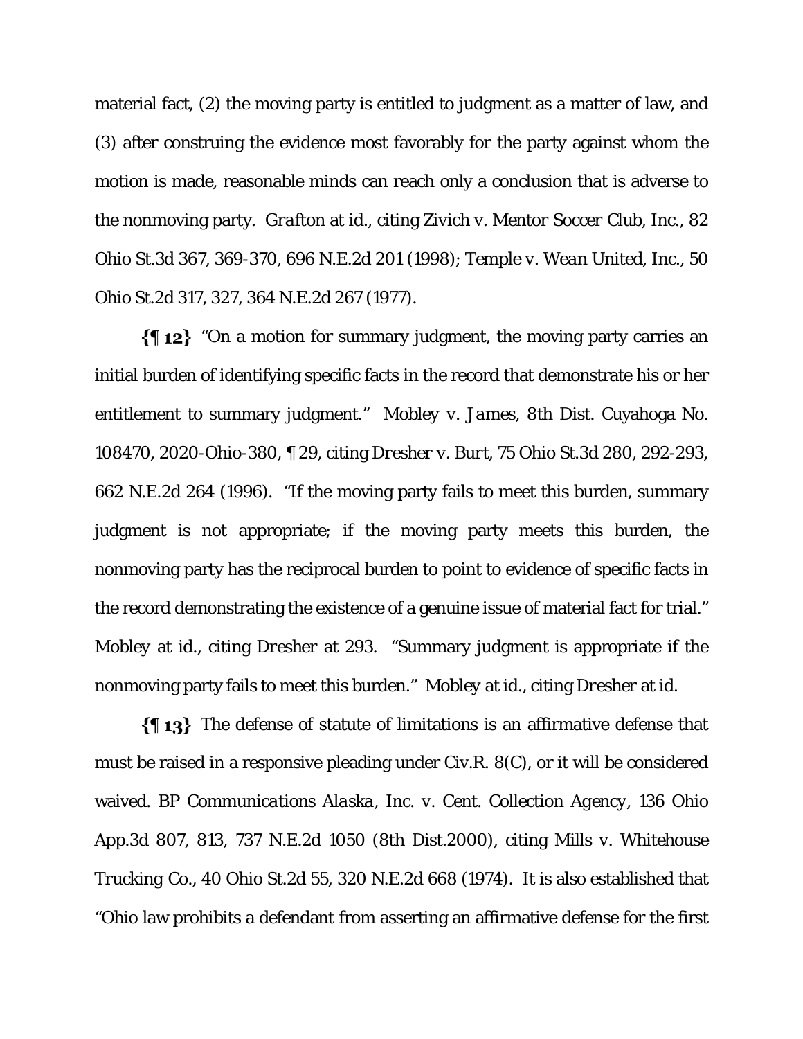material fact, (2) the moving party is entitled to judgment as a matter of law, and (3) after construing the evidence most favorably for the party against whom the motion is made, reasonable minds can reach only a conclusion that is adverse to the nonmoving party. *Grafton* at *id.*, citing *Zivich v. Mentor Soccer Club, Inc.*, 82 Ohio St.3d 367, 369-370, 696 N.E.2d 201 (1998); *Temple v. Wean United, Inc.*, 50 Ohio St.2d 317, 327, 364 N.E.2d 267 (1977).

**{¶ 12}** "On a motion for summary judgment, the moving party carries an initial burden of identifying specific facts in the record that demonstrate his or her entitlement to summary judgment." *Mobley v. James*, 8th Dist. Cuyahoga No. 108470, 2020-Ohio-380, ¶ 29, citing *Dresher v. Burt*, 75 Ohio St.3d 280, 292-293, 662 N.E.2d 264 (1996). "If the moving party fails to meet this burden, summary judgment is not appropriate; if the moving party meets this burden, the nonmoving party has the reciprocal burden to point to evidence of specific facts in the record demonstrating the existence of a genuine issue of material fact for trial." *Mobley* at *id.*, citing *Dresher* at 293. "Summary judgment is appropriate if the nonmoving party fails to meet this burden." *Mobley* at *id.*, citing *Dresher* at *id.*

**{¶ 13}** The defense of statute of limitations is an affirmative defense that must be raised in a responsive pleading under Civ.R. 8(C), or it will be considered waived. *BP Communications Alaska, Inc. v. Cent. Collection Agency*, 136 Ohio App.3d 807, 813, 737 N.E.2d 1050 (8th Dist.2000), citing *Mills v. Whitehouse Trucking Co.*, 40 Ohio St.2d 55, 320 N.E.2d 668 (1974). It is also established that "Ohio law prohibits a defendant from asserting an affirmative defense for the first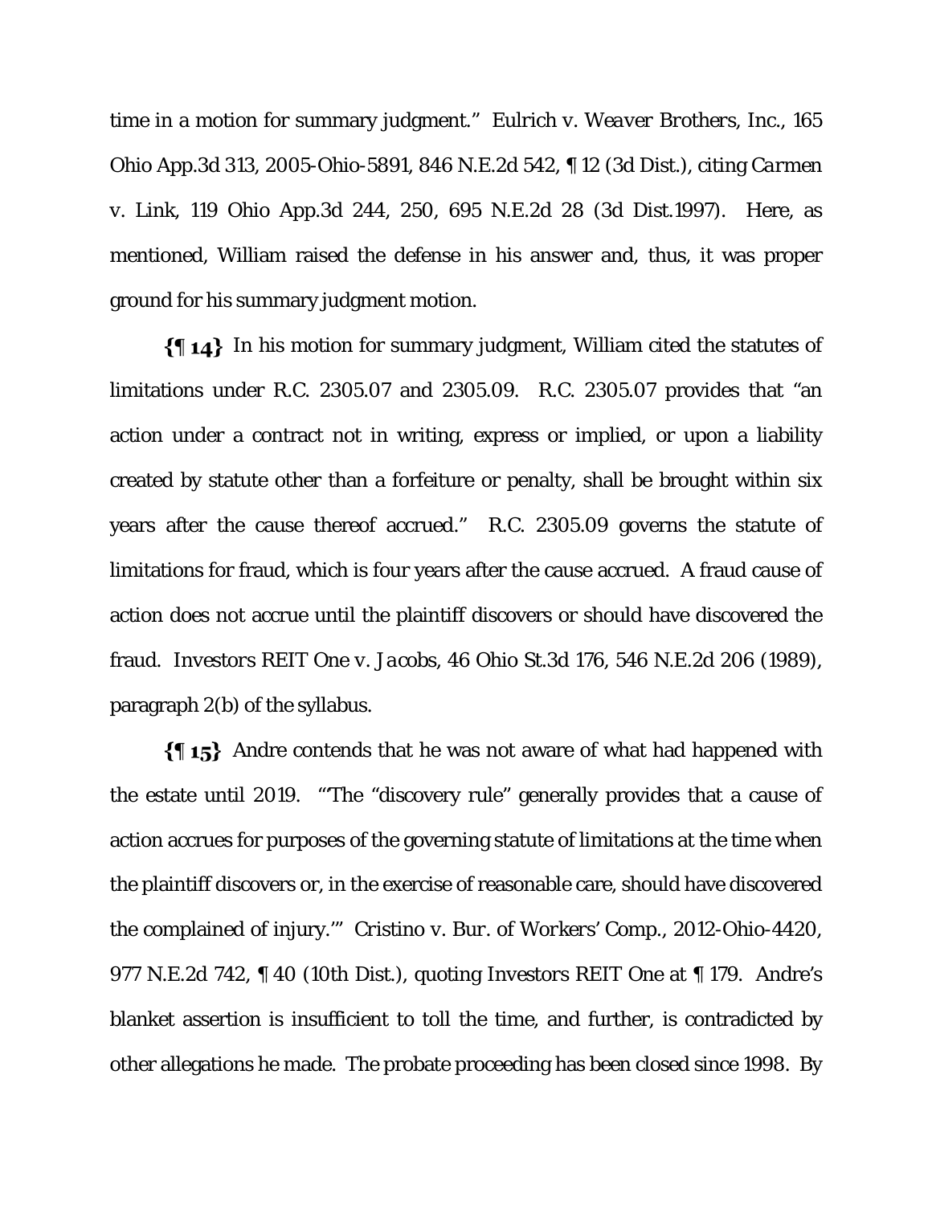time in a motion for summary judgment." *Eulrich v. Weaver Brothers, Inc.*, 165 Ohio App.3d 313, 2005-Ohio-5891, 846 N.E.2d 542, ¶ 12 (3d Dist.), citing *Carmen v. Link*, 119 Ohio App.3d 244, 250, 695 N.E.2d 28 (3d Dist.1997). Here, as mentioned, William raised the defense in his answer and, thus, it was proper ground for his summary judgment motion.

**{¶ 14}** In his motion for summary judgment, William cited the statutes of limitations under R.C. 2305.07 and 2305.09. R.C. 2305.07 provides that "an action under a contract not in writing, express or implied, or upon a liability created by statute other than a forfeiture or penalty, shall be brought within six years after the cause thereof accrued." R.C. 2305.09 governs the statute of limitations for fraud, which is four years after the cause accrued. A fraud cause of action does not accrue until the plaintiff discovers or should have discovered the fraud. *Investors REIT One v. Jacobs*, 46 Ohio St.3d 176, 546 N.E.2d 206 (1989), paragraph 2(b) of the syllabus.

**{¶ 15}** Andre contends that he was not aware of what had happened with the estate until 2019. "'The "discovery rule" generally provides that a cause of action accrues for purposes of the governing statute of limitations at the time when the plaintiff discovers or, in the exercise of reasonable care, should have discovered the complained of injury.'" *Cristino v. Bur. of Workers' Comp.*, 2012-Ohio-4420, 977 N.E.2d 742, ¶ 40 (10th Dist.), quoting *Investors REIT One* at ¶ 179. Andre's blanket assertion is insufficient to toll the time, and further, is contradicted by other allegations he made. The probate proceeding has been closed since 1998. By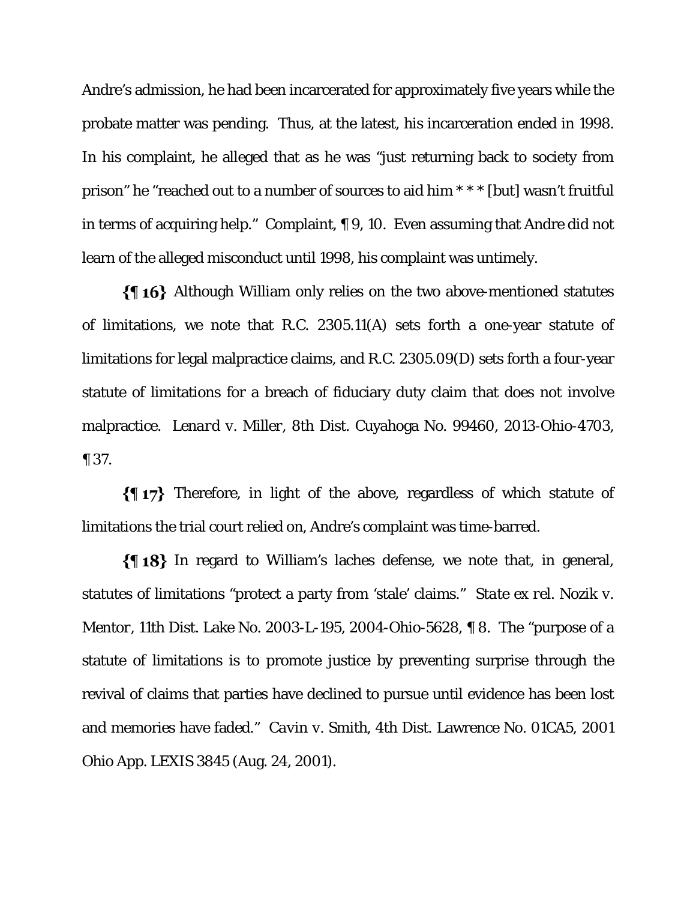Andre's admission, he had been incarcerated for approximately five years while the probate matter was pending. Thus, at the latest, his incarceration ended in 1998. In his complaint, he alleged that as he was "just returning back to society from prison" he "reached out to a number of sources to aid him * * * [but] wasn't fruitful in terms of acquiring help." Complaint, ¶ 9, 10. Even assuming that Andre did not learn of the alleged misconduct until 1998, his complaint was untimely.

**{¶ 16}** Although William only relies on the two above-mentioned statutes of limitations, we note that R.C. 2305.11(A) sets forth a one-year statute of limitations for legal malpractice claims, and R.C. 2305.09(D) sets forth a four-year statute of limitations for a breach of fiduciary duty claim that does not involve malpractice. *Lenard v. Miller*, 8th Dist. Cuyahoga No. 99460, 2013-Ohio-4703, ¶ 37.

**{¶ 17}** Therefore, in light of the above, regardless of which statute of limitations the trial court relied on, Andre's complaint was time-barred.

**{¶ 18}** In regard to William's laches defense, we note that, in general, statutes of limitations "protect a party from 'stale' claims." *State ex rel. Nozik v. Mentor*, 11th Dist. Lake No. 2003-L-195, 2004-Ohio-5628, ¶ 8. The "purpose of a statute of limitations is to promote justice by preventing surprise through the revival of claims that parties have declined to pursue until evidence has been lost and memories have faded." *Cavin v. Smith*, 4th Dist. Lawrence No. 01CA5, 2001 Ohio App. LEXIS 3845 (Aug. 24, 2001).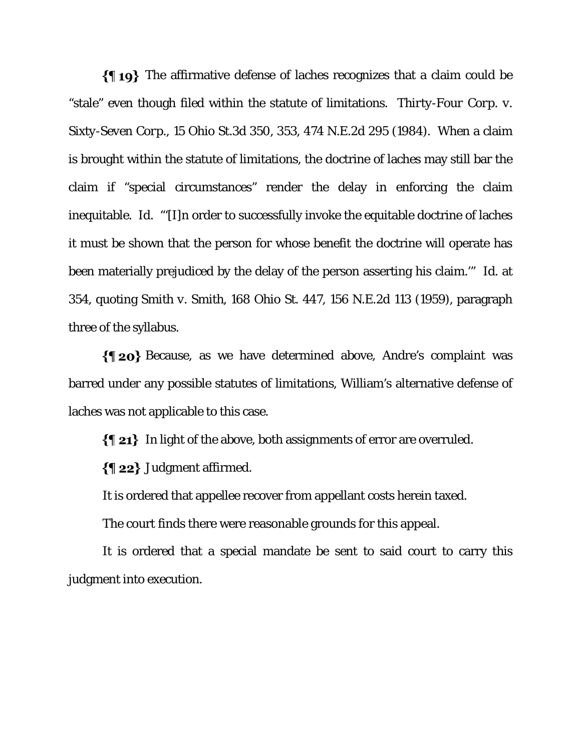**{¶ 19}** The affirmative defense of laches recognizes that a claim could be "stale" even though filed within the statute of limitations. Thirty-Four Corp. v. Sixty-Seven Corp., 15 Ohio St.3d 350, 353, 474 N.E.2d 295 (1984). When a claim is brought within the statute of limitations, the doctrine of laches may still bar the claim if "special circumstances" render the delay in enforcing the claim inequitable. Id. "'[I]n order to successfully invoke the equitable doctrine of laches it must be shown that the person for whose benefit the doctrine will operate has been materially prejudiced by the delay of the person asserting his claim.'" Id. at 354, quoting Smith v. Smith, 168 Ohio St. 447, 156 N.E.2d 113 (1959), paragraph three of the syllabus.

**{¶ 20}** Because, as we have determined above, Andre's complaint was barred under any possible statutes of limitations, William's alternative defense of laches was not applicable to this case.

**{¶ 21}** In light of the above, both assignments of error are overruled.

**{¶ 22}** Judgment affirmed.

It is ordered that appellee recover from appellant costs herein taxed.

The court finds there were reasonable grounds for this appeal.

It is ordered that a special mandate be sent to said court to carry this judgment into execution.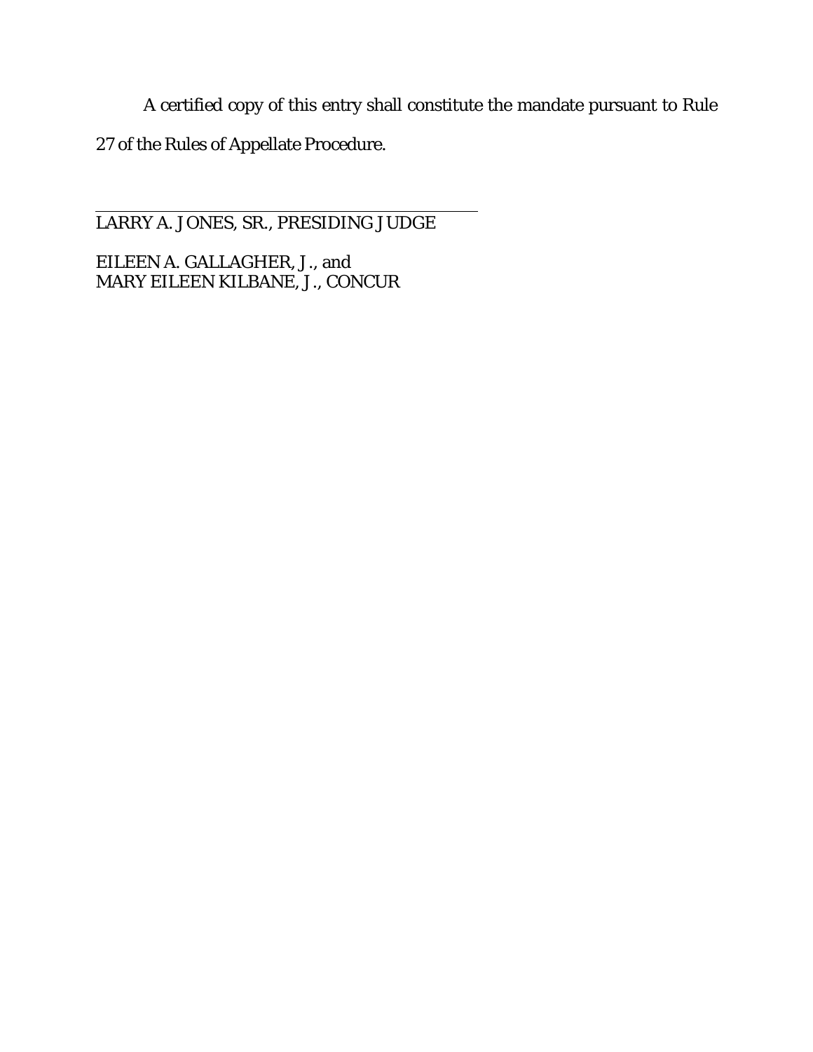A certified copy of this entry shall constitute the mandate pursuant to Rule 27 of the Rules of Appellate Procedure.

______________________________
LARRY A. JONES, SR., PRESIDING JUDGE

EILEEN A. GALLAGHER, J., and
MARY EILEEN KILBANE, J., CONCUR